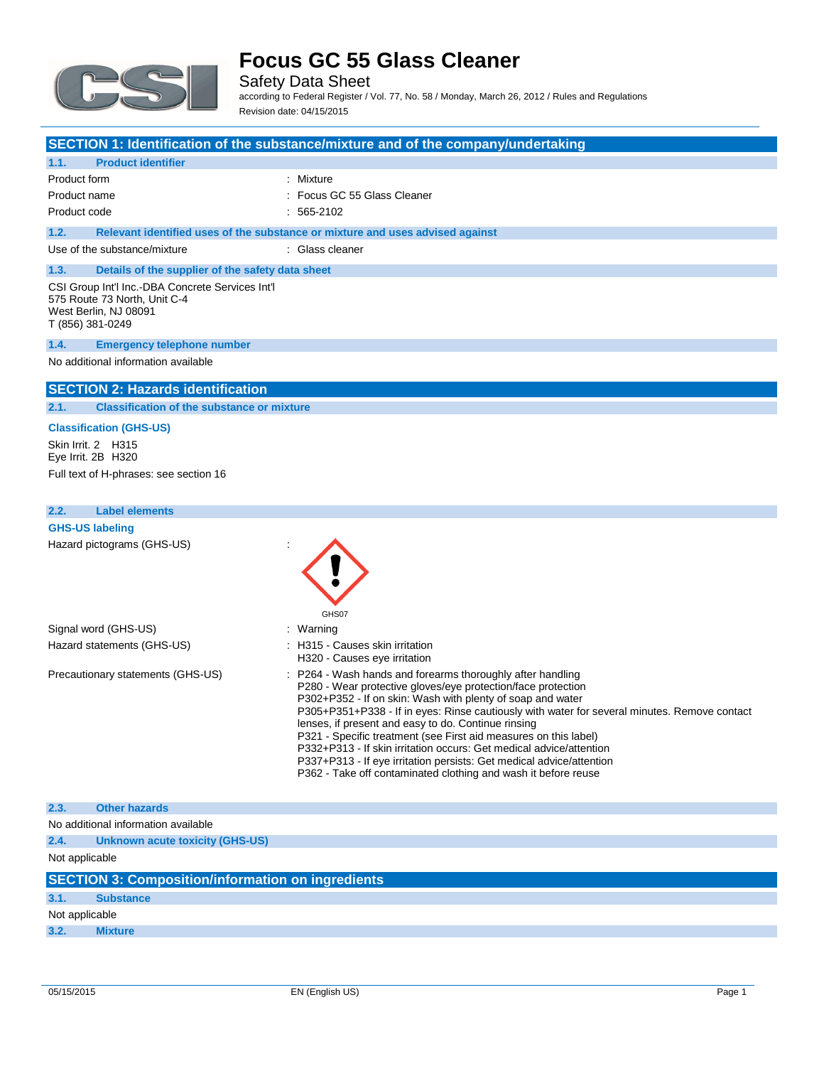# Focus GC 55 Glass Cleaner

Safety Data Sheet

according to Federal Register / Vol. 77, No. 58 / Monday, March 26, 2012 / Rules and Regulations

Revision date: 04/15/2015

## SECTION 1: Identification of the substance/mixture and of the company/undertaking

### 1.1. Product identifier

| | |
|---|---|
| Product form | : Mixture |
| Product name | : Focus GC 55 Glass Cleaner |
| Product code | : 565-2102 |

### 1.2. Relevant identified uses of the substance or mixture and uses advised against

| | |
|---|---|
| Use of the substance/mixture | : Glass cleaner |

### 1.3. Details of the supplier of the safety data sheet

CSI Group Int'l Inc.-DBA Concrete Services Int'l
575 Route 73 North, Unit C-4
West Berlin, NJ 08091
T (856) 381-0249

### 1.4. Emergency telephone number

No additional information available

## SECTION 2: Hazards identification

### 2.1. Classification of the substance or mixture

**Classification (GHS-US)**

Skin Irrit. 2 H315
Eye Irrit. 2B H320

Full text of H-phrases: see section 16

### 2.2. Label elements

**GHS-US labeling**

Hazard pictograms (GHS-US) :

GHS07

Signal word (GHS-US) : Warning

Hazard statements (GHS-US) :
- H315 - Causes skin irritation
- H320 - Causes eye irritation

Precautionary statements (GHS-US) :
- P264 - Wash hands and forearms thoroughly after handling
- P280 - Wear protective gloves/eye protection/face protection
- P302+P352 - If on skin: Wash with plenty of soap and water
- P305+P351+P338 - If in eyes: Rinse cautiously with water for several minutes. Remove contact lenses, if present and easy to do. Continue rinsing
- P321 - Specific treatment (see First aid measures on this label)
- P332+P313 - If skin irritation occurs: Get medical advice/attention
- P337+P313 - If eye irritation persists: Get medical advice/attention
- P362 - Take off contaminated clothing and wash it before reuse

### 2.3. Other hazards

No additional information available

### 2.4. Unknown acute toxicity (GHS-US)

Not applicable

## SECTION 3: Composition/information on ingredients

### 3.1. Substance

Not applicable

### 3.2. Mixture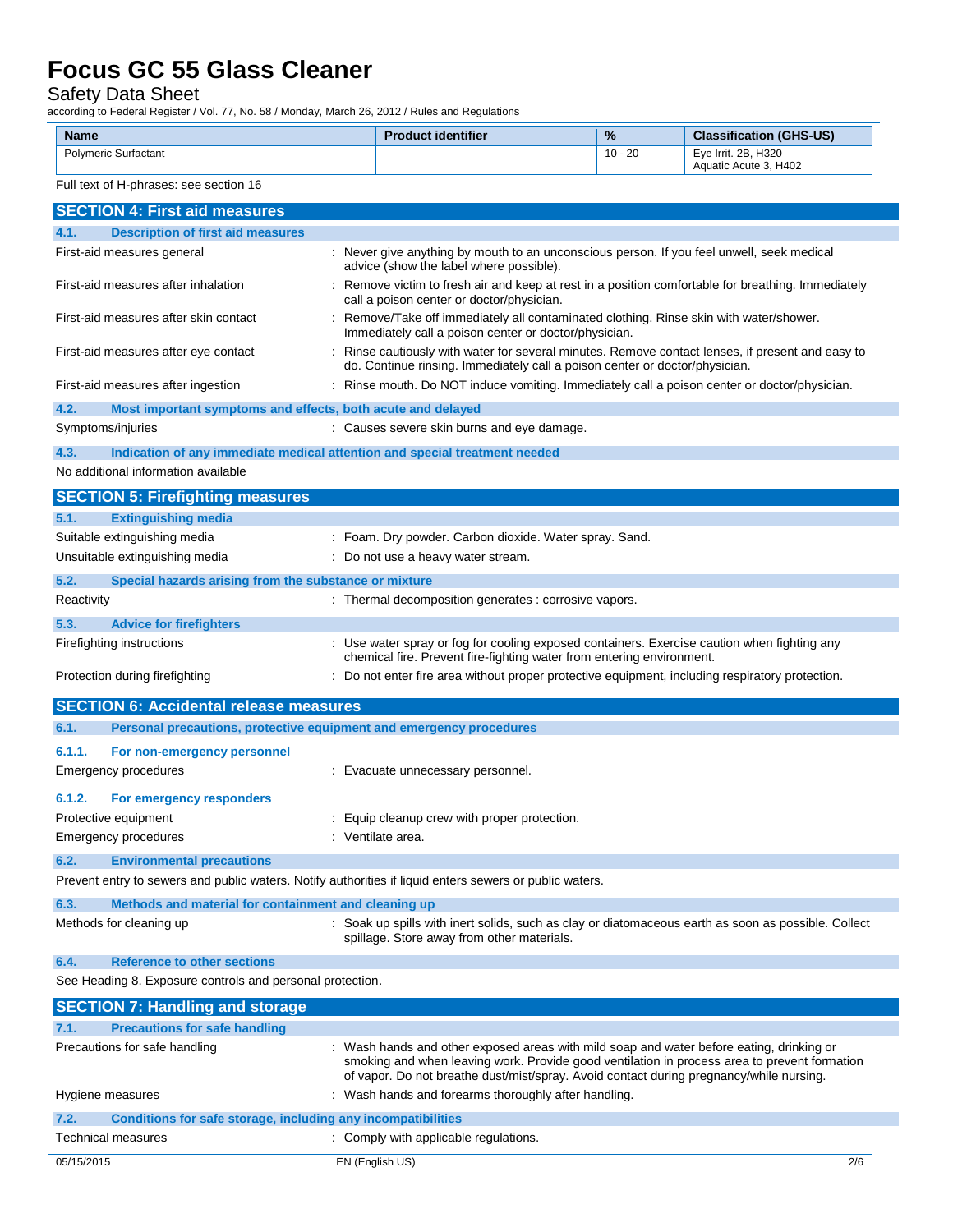| Name | Product identifier | % | Classification (GHS-US) |
| --- | --- | --- | --- |
| Polymeric Surfactant | | 10 - 20 | Eye Irrit. 2B, H320<br>Aquatic Acute 3, H402 |

Full text of H-phrases: see section 16

## SECTION 4: First aid measures

### 4.1. Description of first aid measures

First-aid measures general : Never give anything by mouth to an unconscious person. If you feel unwell, seek medical advice (show the label where possible).

First-aid measures after inhalation : Remove victim to fresh air and keep at rest in a position comfortable for breathing. Immediately call a poison center or doctor/physician.

First-aid measures after skin contact : Remove/Take off immediately all contaminated clothing. Rinse skin with water/shower. Immediately call a poison center or doctor/physician.

First-aid measures after eye contact : Rinse cautiously with water for several minutes. Remove contact lenses, if present and easy to do. Continue rinsing. Immediately call a poison center or doctor/physician.

First-aid measures after ingestion : Rinse mouth. Do NOT induce vomiting. Immediately call a poison center or doctor/physician.

### 4.2. Most important symptoms and effects, both acute and delayed

Symptoms/injuries : Causes severe skin burns and eye damage.

### 4.3. Indication of any immediate medical attention and special treatment needed

No additional information available

## SECTION 5: Firefighting measures

### 5.1. Extinguishing media

Suitable extinguishing media : Foam. Dry powder. Carbon dioxide. Water spray. Sand.

Unsuitable extinguishing media : Do not use a heavy water stream.

### 5.2. Special hazards arising from the substance or mixture

Reactivity : Thermal decomposition generates : corrosive vapors.

### 5.3. Advice for firefighters

Firefighting instructions : Use water spray or fog for cooling exposed containers. Exercise caution when fighting any chemical fire. Prevent fire-fighting water from entering environment.

Protection during firefighting : Do not enter fire area without proper protective equipment, including respiratory protection.

## SECTION 6: Accidental release measures

### 6.1. Personal precautions, protective equipment and emergency procedures

#### 6.1.1. For non-emergency personnel

Emergency procedures : Evacuate unnecessary personnel.

#### 6.1.2. For emergency responders

Protective equipment : Equip cleanup crew with proper protection.

Emergency procedures : Ventilate area.

### 6.2. Environmental precautions

Prevent entry to sewers and public waters. Notify authorities if liquid enters sewers or public waters.

### 6.3. Methods and material for containment and cleaning up

Methods for cleaning up : Soak up spills with inert solids, such as clay or diatomaceous earth as soon as possible. Collect spillage. Store away from other materials.

### 6.4. Reference to other sections

See Heading 8. Exposure controls and personal protection.

## SECTION 7: Handling and storage

### 7.1. Precautions for safe handling

Precautions for safe handling : Wash hands and other exposed areas with mild soap and water before eating, drinking or smoking and when leaving work. Provide good ventilation in process area to prevent formation of vapor. Do not breathe dust/mist/spray. Avoid contact during pregnancy/while nursing.

Hygiene measures : Wash hands and forearms thoroughly after handling.

### 7.2. Conditions for safe storage, including any incompatibilities

Technical measures : Comply with applicable regulations.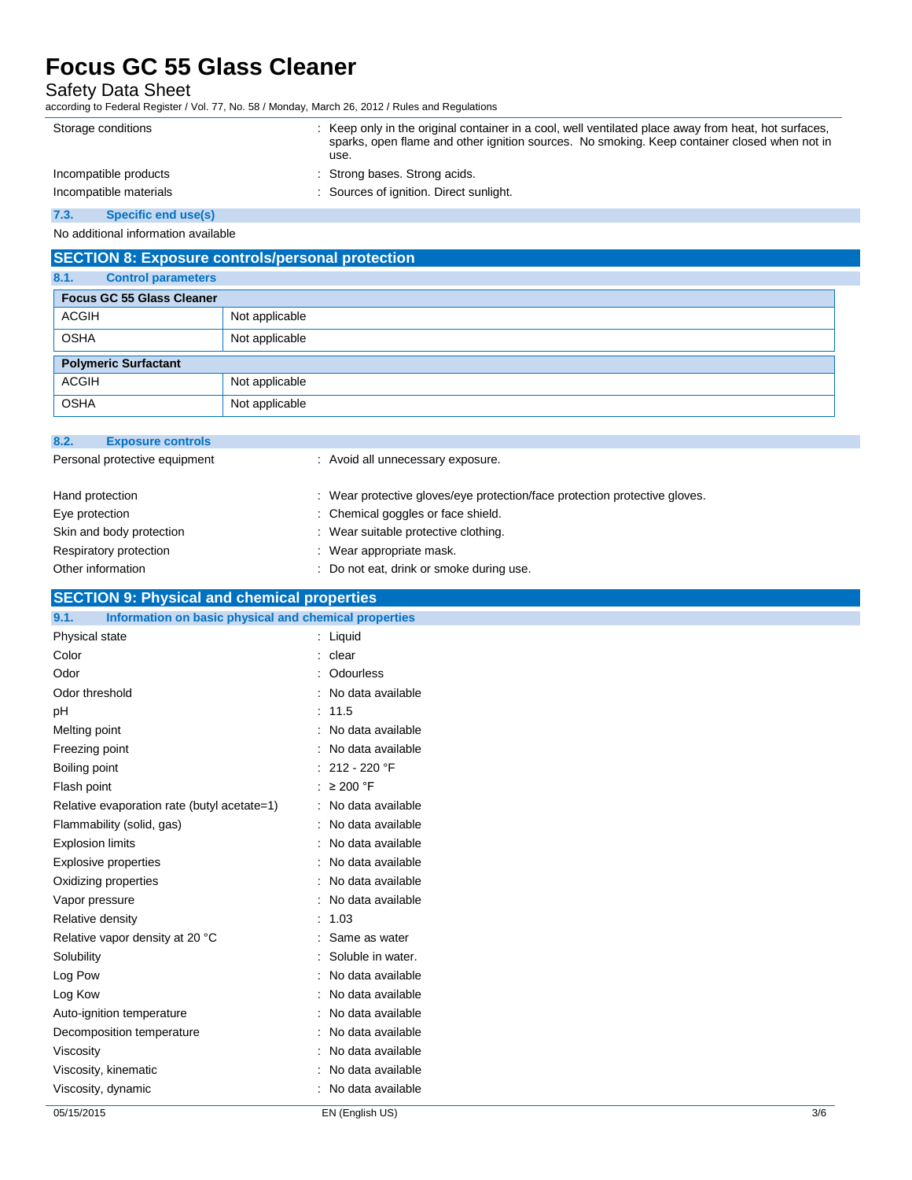| | |
|---|---|
| Storage conditions | : Keep only in the original container in a cool, well ventilated place away from heat, hot surfaces, sparks, open flame and other ignition sources. No smoking. Keep container closed when not in use. |
| Incompatible products | : Strong bases. Strong acids. |
| Incompatible materials | : Sources of ignition. Direct sunlight. |

### 7.3. Specific end use(s)

No additional information available

## SECTION 8: Exposure controls/personal protection

### 8.1. Control parameters

| **Focus GC 55 Glass Cleaner** | |
|---|---|
| ACGIH | Not applicable |
| OSHA | Not applicable |

| **Polymeric Surfactant** | |
|---|---|
| ACGIH | Not applicable |
| OSHA | Not applicable |

### 8.2. Exposure controls

| | |
|---|---|
| Personal protective equipment | : Avoid all unnecessary exposure. |
| Hand protection | : Wear protective gloves/eye protection/face protection protective gloves. |
| Eye protection | : Chemical goggles or face shield. |
| Skin and body protection | : Wear suitable protective clothing. |
| Respiratory protection | : Wear appropriate mask. |
| Other information | : Do not eat, drink or smoke during use. |

## SECTION 9: Physical and chemical properties

### 9.1. Information on basic physical and chemical properties

| | |
|---|---|
| Physical state | : Liquid |
| Color | : clear |
| Odor | : Odourless |
| Odor threshold | : No data available |
| pH | : 11.5 |
| Melting point | : No data available |
| Freezing point | : No data available |
| Boiling point | : 212 - 220 °F |
| Flash point | : ≥ 200 °F |
| Relative evaporation rate (butyl acetate=1) | : No data available |
| Flammability (solid, gas) | : No data available |
| Explosion limits | : No data available |
| Explosive properties | : No data available |
| Oxidizing properties | : No data available |
| Vapor pressure | : No data available |
| Relative density | : 1.03 |
| Relative vapor density at 20 °C | : Same as water |
| Solubility | : Soluble in water. |
| Log Pow | : No data available |
| Log Kow | : No data available |
| Auto-ignition temperature | : No data available |
| Decomposition temperature | : No data available |
| Viscosity | : No data available |
| Viscosity, kinematic | : No data available |
| Viscosity, dynamic | : No data available |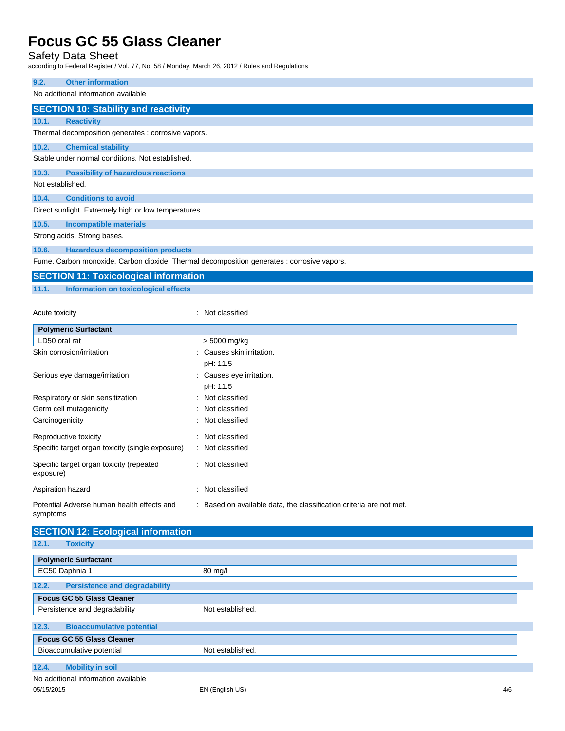### 9.2. Other information

No additional information available

## SECTION 10: Stability and reactivity

### 10.1. Reactivity

Thermal decomposition generates : corrosive vapors.

### 10.2. Chemical stability

Stable under normal conditions. Not established.

### 10.3. Possibility of hazardous reactions

Not established.

### 10.4. Conditions to avoid

Direct sunlight. Extremely high or low temperatures.

### 10.5. Incompatible materials

Strong acids. Strong bases.

### 10.6. Hazardous decomposition products

Fume. Carbon monoxide. Carbon dioxide. Thermal decomposition generates : corrosive vapors.

## SECTION 11: Toxicological information

### 11.1. Information on toxicological effects

Acute toxicity : Not classified

| Polymeric Surfactant | |
|---|---|
| LD50 oral rat | > 5000 mg/kg |

Skin corrosion/irritation : Causes skin irritation.
pH: 11.5

Serious eye damage/irritation : Causes eye irritation.
pH: 11.5

Respiratory or skin sensitization : Not classified

Germ cell mutagenicity : Not classified

Carcinogenicity : Not classified

Reproductive toxicity : Not classified

Specific target organ toxicity (single exposure) : Not classified

Specific target organ toxicity (repeated exposure) : Not classified

Aspiration hazard : Not classified

Potential Adverse human health effects and symptoms : Based on available data, the classification criteria are not met.

## SECTION 12: Ecological information

### 12.1. Toxicity

| Polymeric Surfactant | |
|---|---|
| EC50 Daphnia 1 | 80 mg/l |

### 12.2. Persistence and degradability

| Focus GC 55 Glass Cleaner | |
|---|---|
| Persistence and degradability | Not established. |

### 12.3. Bioaccumulative potential

| Focus GC 55 Glass Cleaner | |
|---|---|
| Bioaccumulative potential | Not established. |

### 12.4. Mobility in soil

No additional information available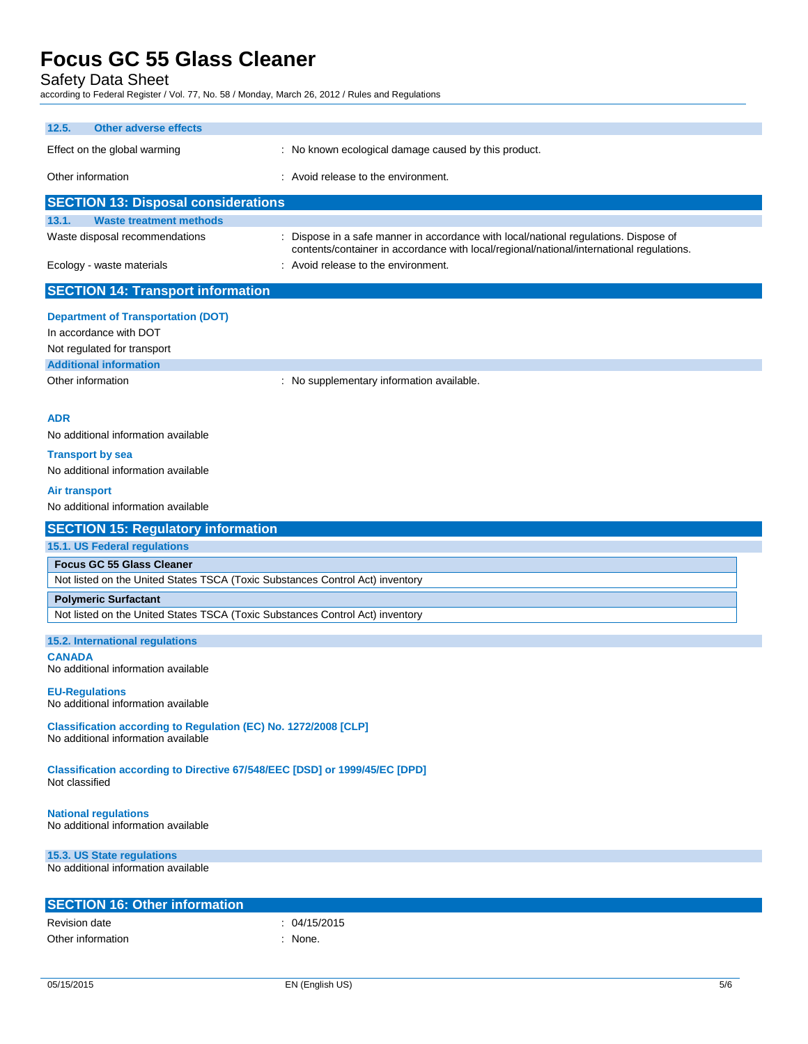### 12.5. Other adverse effects

Effect on the global warming : No known ecological damage caused by this product.

Other information : Avoid release to the environment.

## SECTION 13: Disposal considerations

### 13.1. Waste treatment methods

Waste disposal recommendations : Dispose in a safe manner in accordance with local/national regulations. Dispose of contents/container in accordance with local/regional/national/international regulations.

Ecology - waste materials : Avoid release to the environment.

## SECTION 14: Transport information

**Department of Transportation (DOT)**

In accordance with DOT

Not regulated for transport

**Additional information**

Other information : No supplementary information available.

**ADR**

No additional information available

**Transport by sea**

No additional information available

**Air transport**

No additional information available

## SECTION 15: Regulatory information

### 15.1. US Federal regulations

| Focus GC 55 Glass Cleaner |
|---|
| Not listed on the United States TSCA (Toxic Substances Control Act) inventory |

| Polymeric Surfactant |
|---|
| Not listed on the United States TSCA (Toxic Substances Control Act) inventory |

### 15.2. International regulations

**CANADA**

No additional information available

**EU-Regulations**

No additional information available

**Classification according to Regulation (EC) No. 1272/2008 [CLP]**

No additional information available

**Classification according to Directive 67/548/EEC [DSD] or 1999/45/EC [DPD]**

Not classified

**National regulations**

No additional information available

### 15.3. US State regulations

No additional information available

## SECTION 16: Other information

Revision date : 04/15/2015

Other information : None.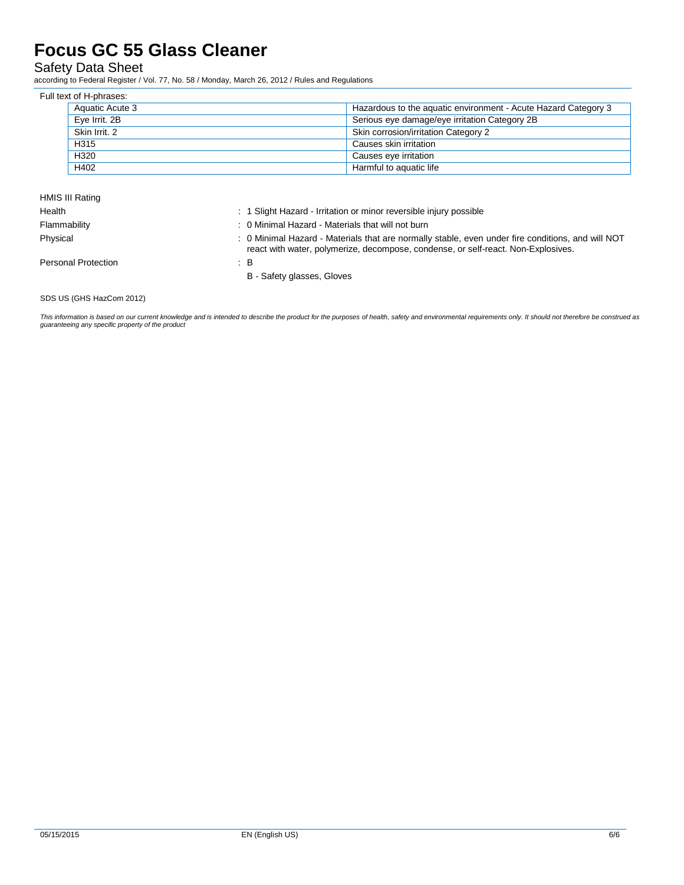Full text of H-phrases:

| | |
|---|---|
| Aquatic Acute 3 | Hazardous to the aquatic environment - Acute Hazard Category 3 |
| Eye Irrit. 2B | Serious eye damage/eye irritation Category 2B |
| Skin Irrit. 2 | Skin corrosion/irritation Category 2 |
| H315 | Causes skin irritation |
| H320 | Causes eye irritation |
| H402 | Harmful to aquatic life |

HMIS III Rating

Health : 1 Slight Hazard - Irritation or minor reversible injury possible

Flammability : 0 Minimal Hazard - Materials that will not burn

Physical : 0 Minimal Hazard - Materials that are normally stable, even under fire conditions, and will NOT react with water, polymerize, decompose, condense, or self-react. Non-Explosives.

Personal Protection : B

B - Safety glasses, Gloves

SDS US (GHS HazCom 2012)

*This information is based on our current knowledge and is intended to describe the product for the purposes of health, safety and environmental requirements only. It should not therefore be construed as guaranteeing any specific property of the product*